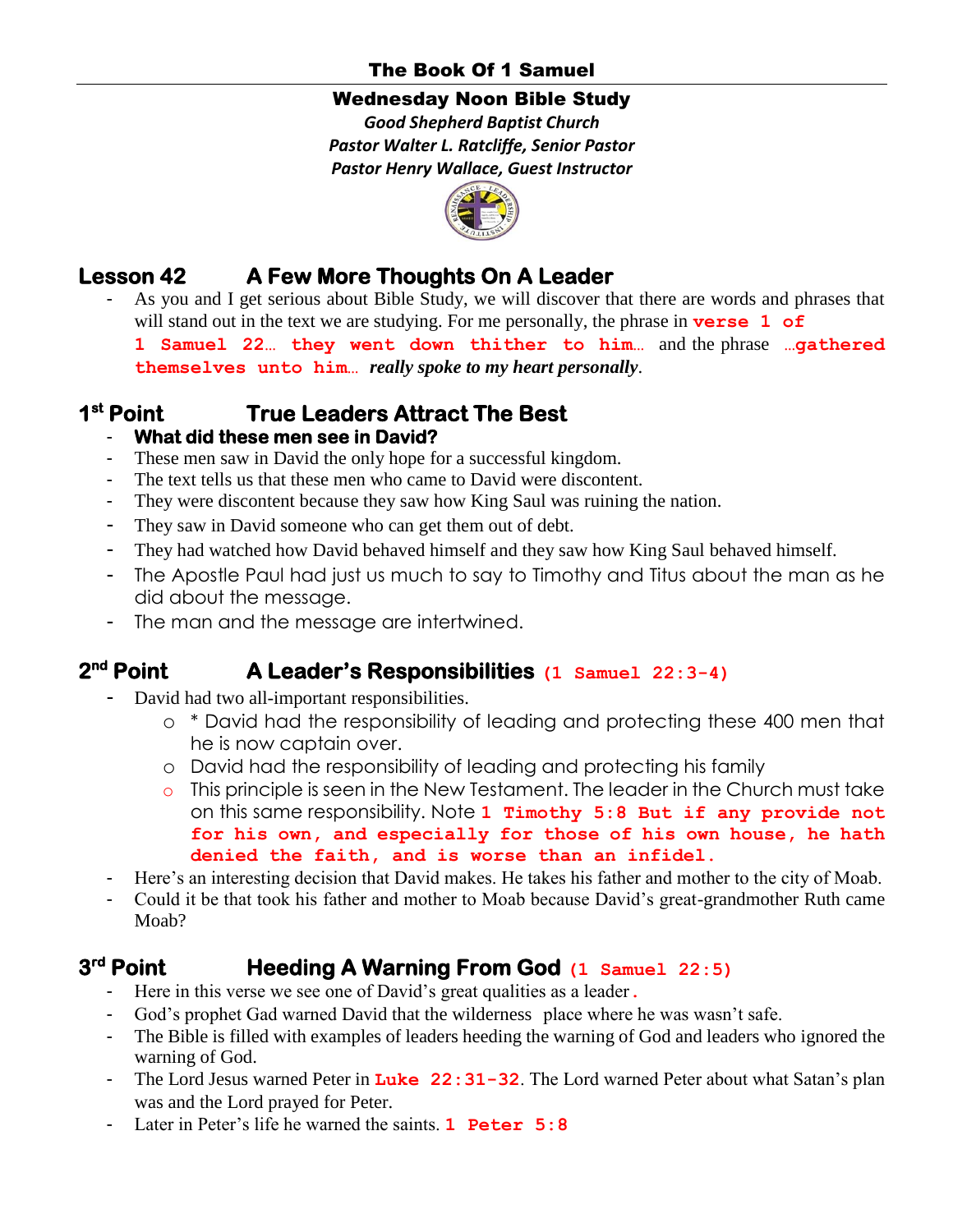## The Book Of 1 Samuel

**Wednesday Noon Bible Study**

***Good Shepherd Baptist Church***

***Pastor Walter L. Ratcliffe, Senior Pastor***

***Pastor Henry Wallace, Guest Instructor***

# Lesson 42 A Few More Thoughts On A Leader

- As you and I get serious about Bible Study, we will discover that there are words and phrases that will stand out in the text we are studying. For me personally, the phrase in **verse 1 of 1 Samuel 22… they went down thither to him…** and the phrase **…gathered themselves unto him…** ***really spoke to my heart personally***.

## 1st Point True Leaders Attract The Best

- **What did these men see in David?**
- These men saw in David the only hope for a successful kingdom.
- The text tells us that these men who came to David were discontent.
- They were discontent because they saw how King Saul was ruining the nation.
- They saw in David someone who can get them out of debt.
- They had watched how David behaved himself and they saw how King Saul behaved himself.
- The Apostle Paul had just us much to say to Timothy and Titus about the man as he did about the message.
- The man and the message are intertwined.

## 2nd Point A Leader's Responsibilities **(1 Samuel 22:3-4)**

- David had two all-important responsibilities.
  - * David had the responsibility of leading and protecting these 400 men that he is now captain over.
  - David had the responsibility of leading and protecting his family
  - This principle is seen in the New Testament. The leader in the Church must take on this same responsibility. Note **1 Timothy 5:8 But if any provide not for his own, and especially for those of his own house, he hath denied the faith, and is worse than an infidel.**
- Here's an interesting decision that David makes. He takes his father and mother to the city of Moab.
- Could it be that took his father and mother to Moab because David's great-grandmother Ruth came Moab?

## 3rd Point Heeding A Warning From God **(1 Samuel 22:5)**

- Here in this verse we see one of David's great qualities as a leader.
- God's prophet Gad warned David that the wilderness place where he was wasn't safe.
- The Bible is filled with examples of leaders heeding the warning of God and leaders who ignored the warning of God.
- The Lord Jesus warned Peter in **Luke 22:31-32**. The Lord warned Peter about what Satan's plan was and the Lord prayed for Peter.
- Later in Peter's life he warned the saints. **1 Peter 5:8**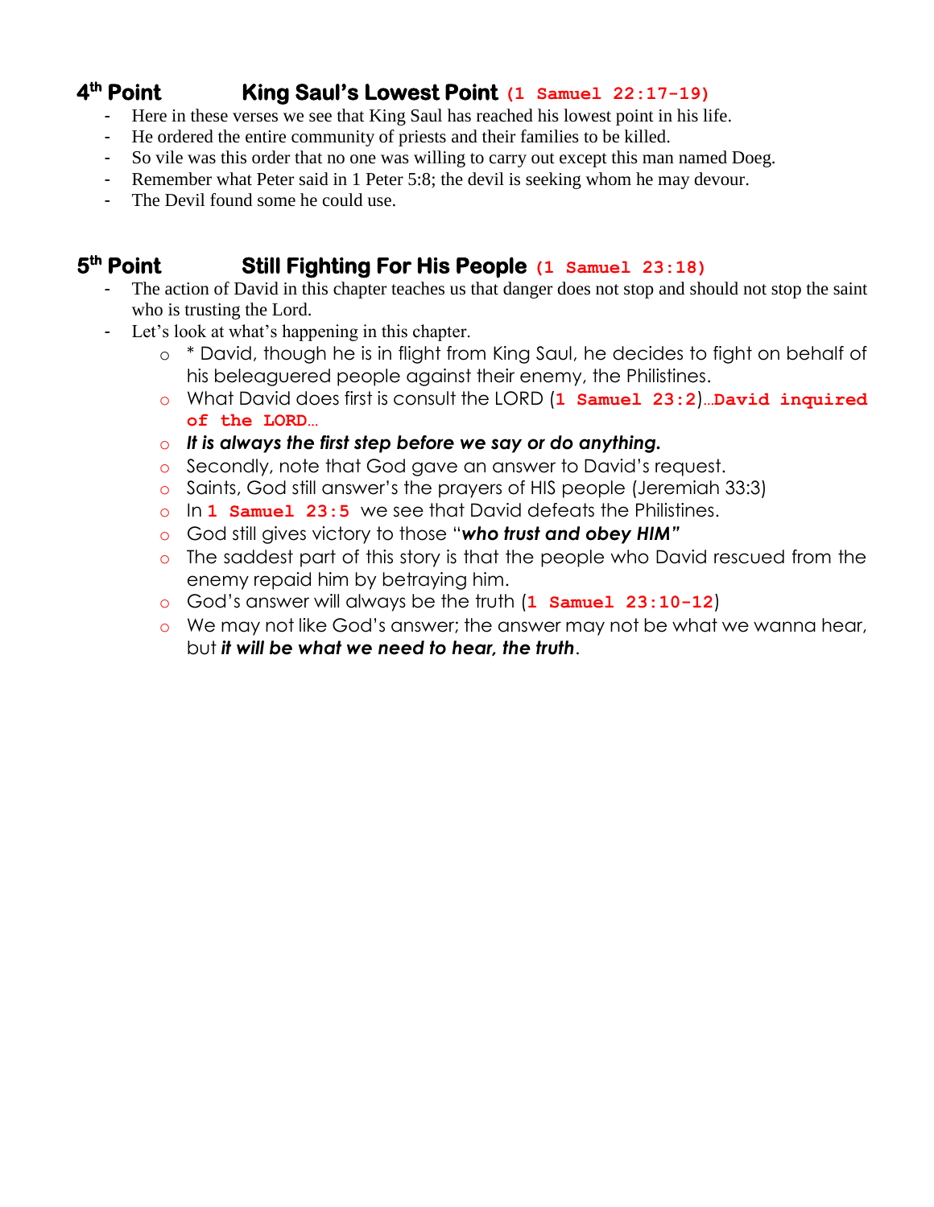## 4th Point King Saul's Lowest Point (1 Samuel 22:17-19)

- Here in these verses we see that King Saul has reached his lowest point in his life.
- He ordered the entire community of priests and their families to be killed.
- So vile was this order that no one was willing to carry out except this man named Doeg.
- Remember what Peter said in 1 Peter 5:8; the devil is seeking whom he may devour.
- The Devil found some he could use.

## 5th Point Still Fighting For His People (1 Samuel 23:18)

- The action of David in this chapter teaches us that danger does not stop and should not stop the saint who is trusting the Lord.
- Let's look at what's happening in this chapter.
  - * David, though he is in flight from King Saul, he decides to fight on behalf of his beleaguered people against their enemy, the Philistines.
  - What David does first is consult the LORD (**1 Samuel 23:2**)…**David inquired of the LORD**…
  - ***It is always the first step before we say or do anything.***
  - Secondly, note that God gave an answer to David's request.
  - Saints, God still answer's the prayers of HIS people (Jeremiah 33:3)
  - In **1 Samuel 23:5** we see that David defeats the Philistines.
  - God still gives victory to those "***who trust and obey HIM"***
  - The saddest part of this story is that the people who David rescued from the enemy repaid him by betraying him.
  - God's answer will always be the truth (**1 Samuel 23:10-12**)
  - We may not like God's answer; the answer may not be what we wanna hear, but ***it will be what we need to hear, the truth***.